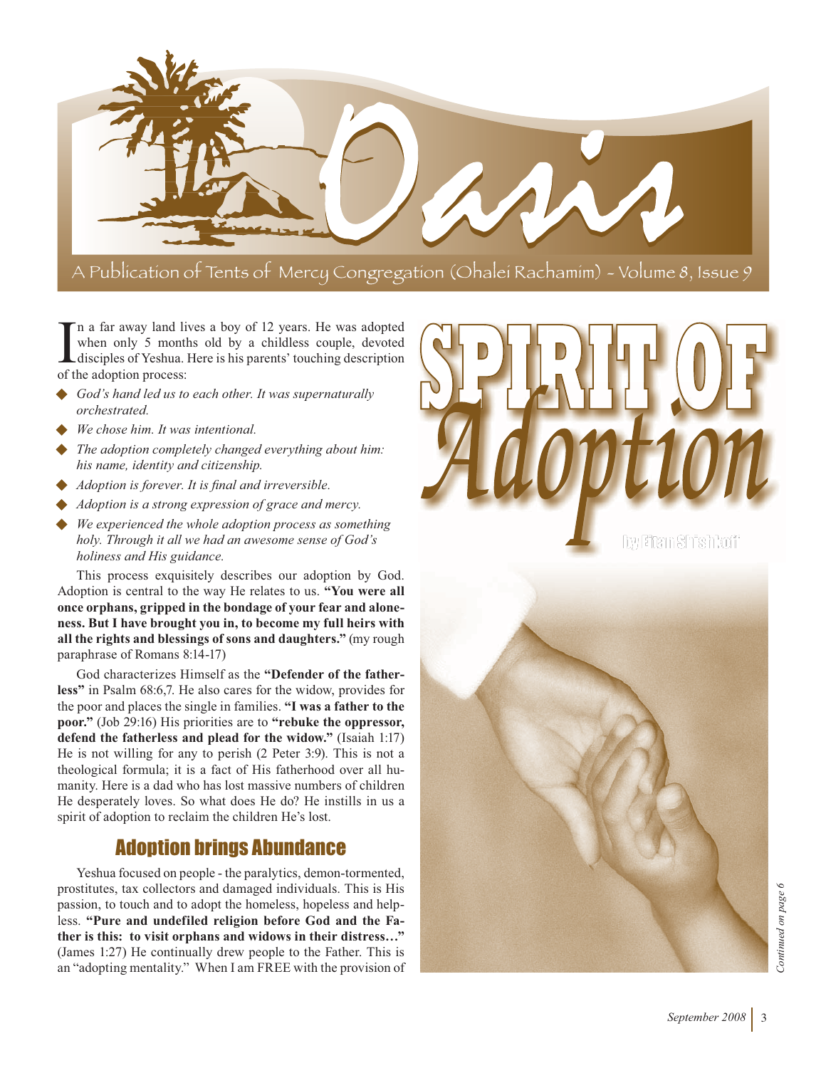# Oasis

A Publication of Tents of Mercy Congregation (Ohalei Rachamim) - Volume 8, Issue 9

# SPIRIT OF *Adoption*

by Eitan Shishkoff

In a far away land lives a boy of 12 years. He was adopted when only 5 months old by a childless couple, devoted disciples of Yeshua. Here is his parents' touching description of the adoption process:

- *God's hand led us to each other. It was supernaturally orchestrated.*
- *We chose him. It was intentional.*
- *The adoption completely changed everything about him: his name, identity and citizenship.*
- *Adoption is forever. It is final and irreversible.*
- *Adoption is a strong expression of grace and mercy.*
- *We experienced the whole adoption process as something holy. Through it all we had an awesome sense of God's holiness and His guidance.*

This process exquisitely describes our adoption by God. Adoption is central to the way He relates to us. **"You were all once orphans, gripped in the bondage of your fear and aloneness. But I have brought you in, to become my full heirs with all the rights and blessings of sons and daughters."** (my rough paraphrase of Romans 8:14-17)

God characterizes Himself as the **"Defender of the fatherless"** in Psalm 68:6,7. He also cares for the widow, provides for the poor and places the single in families. **"I was a father to the poor."** (Job 29:16) His priorities are to **"rebuke the oppressor, defend the fatherless and plead for the widow."** (Isaiah 1:17) He is not willing for any to perish (2 Peter 3:9). This is not a theological formula; it is a fact of His fatherhood over all humanity. Here is a dad who has lost massive numbers of children He desperately loves. So what does He do? He instills in us a spirit of adoption to reclaim the children He's lost.

## Adoption brings Abundance

Yeshua focused on people - the paralytics, demon-tormented, prostitutes, tax collectors and damaged individuals. This is His passion, to touch and to adopt the homeless, hopeless and helpless. **"Pure and undefiled religion before God and the Father is this: to visit orphans and widows in their distress…"** (James 1:27) He continually drew people to the Father. This is an "adopting mentality." When I am FREE with the provision of

*Continued on page 6*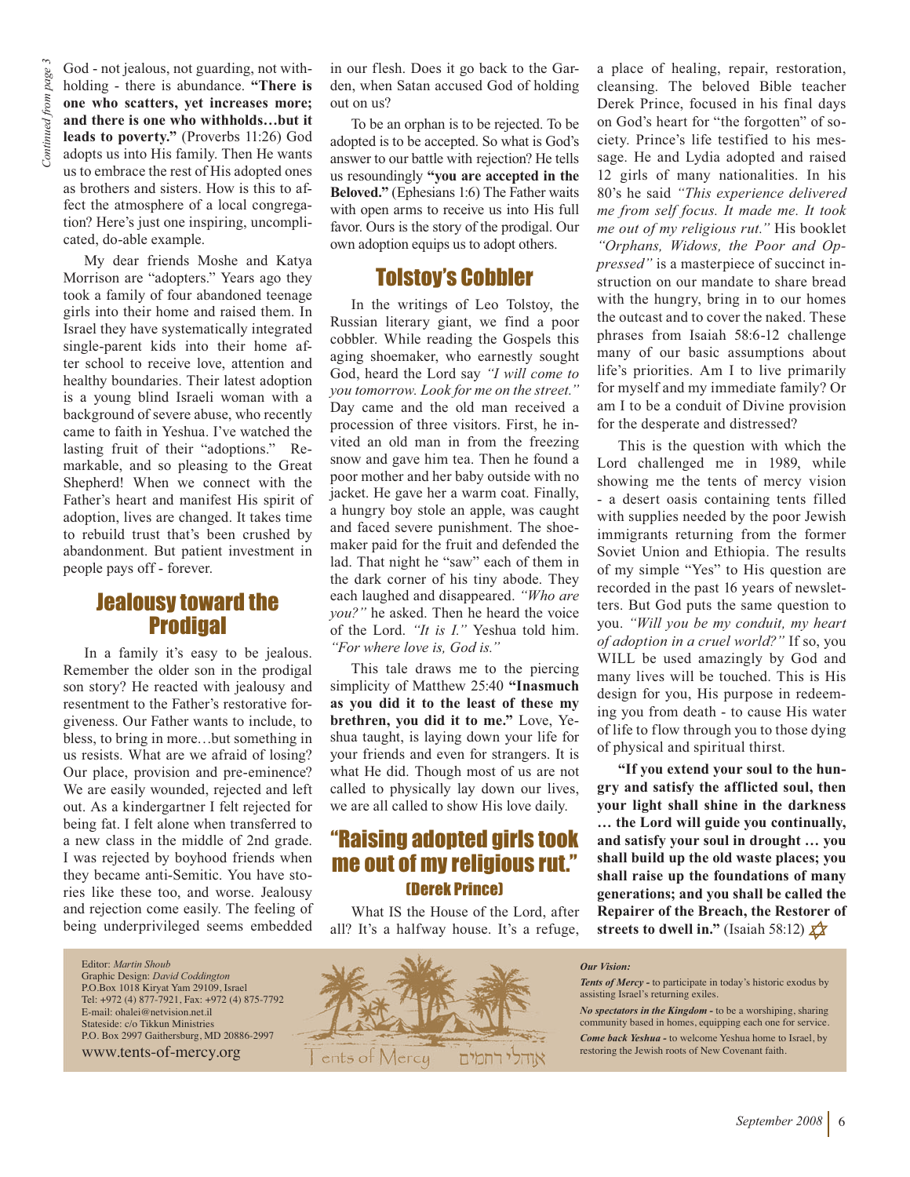*Continued from page 3*

God - not jealous, not guarding, not withholding - there is abundance. **"There is one who scatters, yet increases more; and there is one who withholds…but it leads to poverty."** (Proverbs 11:26) God adopts us into His family. Then He wants us to embrace the rest of His adopted ones as brothers and sisters. How is this to affect the atmosphere of a local congregation? Here's just one inspiring, uncomplicated, do-able example.

My dear friends Moshe and Katya Morrison are "adopters." Years ago they took a family of four abandoned teenage girls into their home and raised them. In Israel they have systematically integrated single-parent kids into their home after school to receive love, attention and healthy boundaries. Their latest adoption is a young blind Israeli woman with a background of severe abuse, who recently came to faith in Yeshua. I've watched the lasting fruit of their "adoptions." Remarkable, and so pleasing to the Great Shepherd! When we connect with the Father's heart and manifest His spirit of adoption, lives are changed. It takes time to rebuild trust that's been crushed by abandonment. But patient investment in people pays off - forever.

## Jealousy toward the Prodigal

In a family it's easy to be jealous. Remember the older son in the prodigal son story? He reacted with jealousy and resentment to the Father's restorative forgiveness. Our Father wants to include, to bless, to bring in more…but something in us resists. What are we afraid of losing? Our place, provision and pre-eminence? We are easily wounded, rejected and left out. As a kindergartner I felt rejected for being fat. I felt alone when transferred to a new class in the middle of 2nd grade. I was rejected by boyhood friends when they became anti-Semitic. You have stories like these too, and worse. Jealousy and rejection come easily. The feeling of being underprivileged seems embedded in our flesh. Does it go back to the Garden, when Satan accused God of holding out on us?

To be an orphan is to be rejected. To be adopted is to be accepted. So what is God's answer to our battle with rejection? He tells us resoundingly **"you are accepted in the Beloved."** (Ephesians 1:6) The Father waits with open arms to receive us into His full favor. Ours is the story of the prodigal. Our own adoption equips us to adopt others.

## Tolstoy's Cobbler

In the writings of Leo Tolstoy, the Russian literary giant, we find a poor cobbler. While reading the Gospels this aging shoemaker, who earnestly sought God, heard the Lord say *"I will come to you tomorrow. Look for me on the street."* Day came and the old man received a procession of three visitors. First, he invited an old man in from the freezing snow and gave him tea. Then he found a poor mother and her baby outside with no jacket. He gave her a warm coat. Finally, a hungry boy stole an apple, was caught and faced severe punishment. The shoemaker paid for the fruit and defended the lad. That night he "saw" each of them in the dark corner of his tiny abode. They each laughed and disappeared. *"Who are you?"* he asked. Then he heard the voice of the Lord. *"It is I."* Yeshua told him. *"For where love is, God is."*

This tale draws me to the piercing simplicity of Matthew 25:40 **"Inasmuch as you did it to the least of these my brethren, you did it to me."** Love, Yeshua taught, is laying down your life for your friends and even for strangers. It is what He did. Though most of us are not called to physically lay down our lives, we are all called to show His love daily.

## "Raising adopted girls took me out of my religious rut." (Derek Prince)

What IS the House of the Lord, after all? It's a halfway house. It's a refuge, a place of healing, repair, restoration, cleansing. The beloved Bible teacher Derek Prince, focused in his final days on God's heart for "the forgotten" of society. Prince's life testified to his message. He and Lydia adopted and raised 12 girls of many nationalities. In his 80's he said *"This experience delivered me from self focus. It made me. It took me out of my religious rut."* His booklet *"Orphans, Widows, the Poor and Oppressed"* is a masterpiece of succinct instruction on our mandate to share bread with the hungry, bring in to our homes the outcast and to cover the naked. These phrases from Isaiah 58:6-12 challenge many of our basic assumptions about life's priorities. Am I to live primarily for myself and my immediate family? Or am I to be a conduit of Divine provision for the desperate and distressed?

This is the question with which the Lord challenged me in 1989, while showing me the tents of mercy vision - a desert oasis containing tents filled with supplies needed by the poor Jewish immigrants returning from the former Soviet Union and Ethiopia. The results of my simple "Yes" to His question are recorded in the past 16 years of newsletters. But God puts the same question to you. *"Will you be my conduit, my heart of adoption in a cruel world?"* If so, you WILL be used amazingly by God and many lives will be touched. This is His design for you, His purpose in redeeming you from death - to cause His water of life to flow through you to those dying of physical and spiritual thirst.

**"If you extend your soul to the hungry and satisfy the afflicted soul, then your light shall shine in the darkness … the Lord will guide you continually, and satisfy your soul in drought … you shall build up the old waste places; you shall raise up the foundations of many generations; and you shall be called the Repairer of the Breach, the Restorer of streets to dwell in."** (Isaiah 58:12)

---

Editor: *Martin Shoub*
Graphic Design: *David Coddington*
P.O.Box 1018 Kiryat Yam 29109, Israel
Tel: +972 (4) 877-7921, Fax: +972 (4) 875-7792
E-mail: ohalei@netvision.net.il
Stateside: c/o Tikkun Ministries
P.O. Box 2997 Gaithersburg, MD 20886-2997
www.tents-of-mercy.org

Tents of Mercy אוהלי רחמים

***Our Vision:***

***Tents of Mercy*** **-** to participate in today's historic exodus by assisting Israel's returning exiles.

***No spectators in the Kingdom*** **-** to be a worshiping, sharing community based in homes, equipping each one for service.

***Come back Yeshua*** **-** to welcome Yeshua home to Israel, by restoring the Jewish roots of New Covenant faith.

September 2008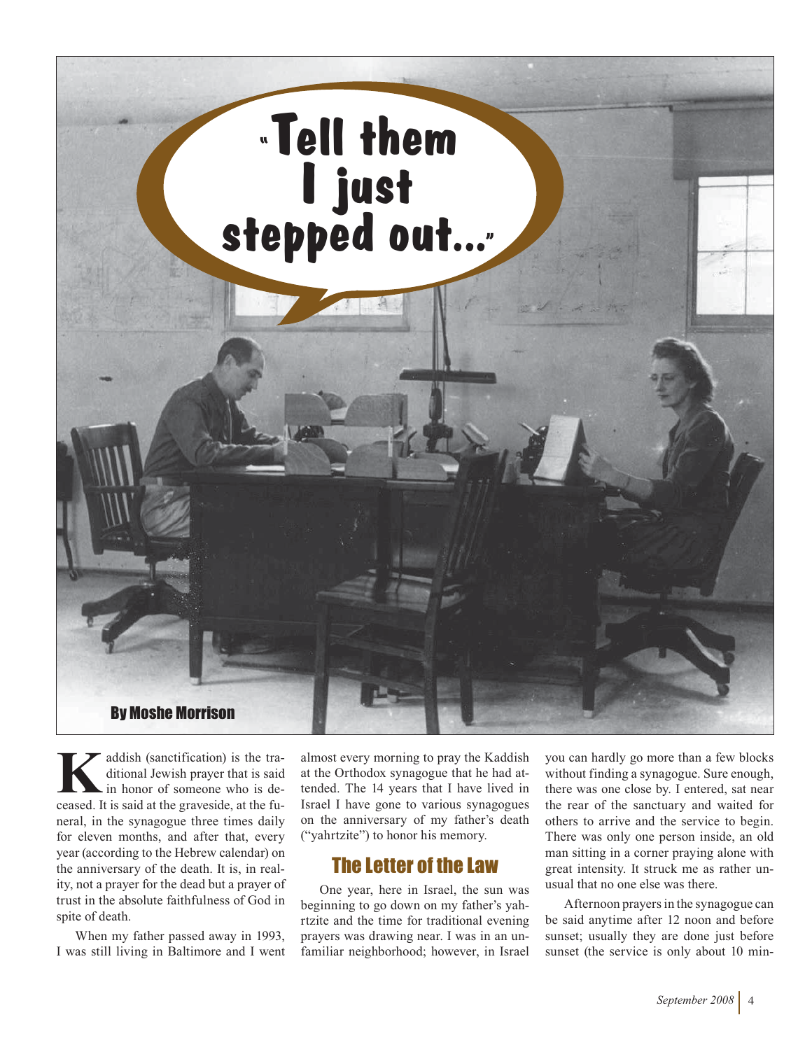# "Tell them I just stepped out..."

By Moshe Morrison

Kaddish (sanctification) is the traditional Jewish prayer that is said in honor of someone who is deceased. It is said at the graveside, at the funeral, in the synagogue three times daily for eleven months, and after that, every year (according to the Hebrew calendar) on the anniversary of the death. It is, in reality, not a prayer for the dead but a prayer of trust in the absolute faithfulness of God in spite of death.

When my father passed away in 1993, I was still living in Baltimore and I went almost every morning to pray the Kaddish at the Orthodox synagogue that he had attended. The 14 years that I have lived in Israel I have gone to various synagogues on the anniversary of my father's death ("yahrtzite") to honor his memory.

## The Letter of the Law

One year, here in Israel, the sun was beginning to go down on my father's yahrtzite and the time for traditional evening prayers was drawing near. I was in an unfamiliar neighborhood; however, in Israel you can hardly go more than a few blocks without finding a synagogue. Sure enough, there was one close by. I entered, sat near the rear of the sanctuary and waited for others to arrive and the service to begin. There was only one person inside, an old man sitting in a corner praying alone with great intensity. It struck me as rather unusual that no one else was there.

Afternoon prayers in the synagogue can be said anytime after 12 noon and before sunset; usually they are done just before sunset (the service is only about 10 min-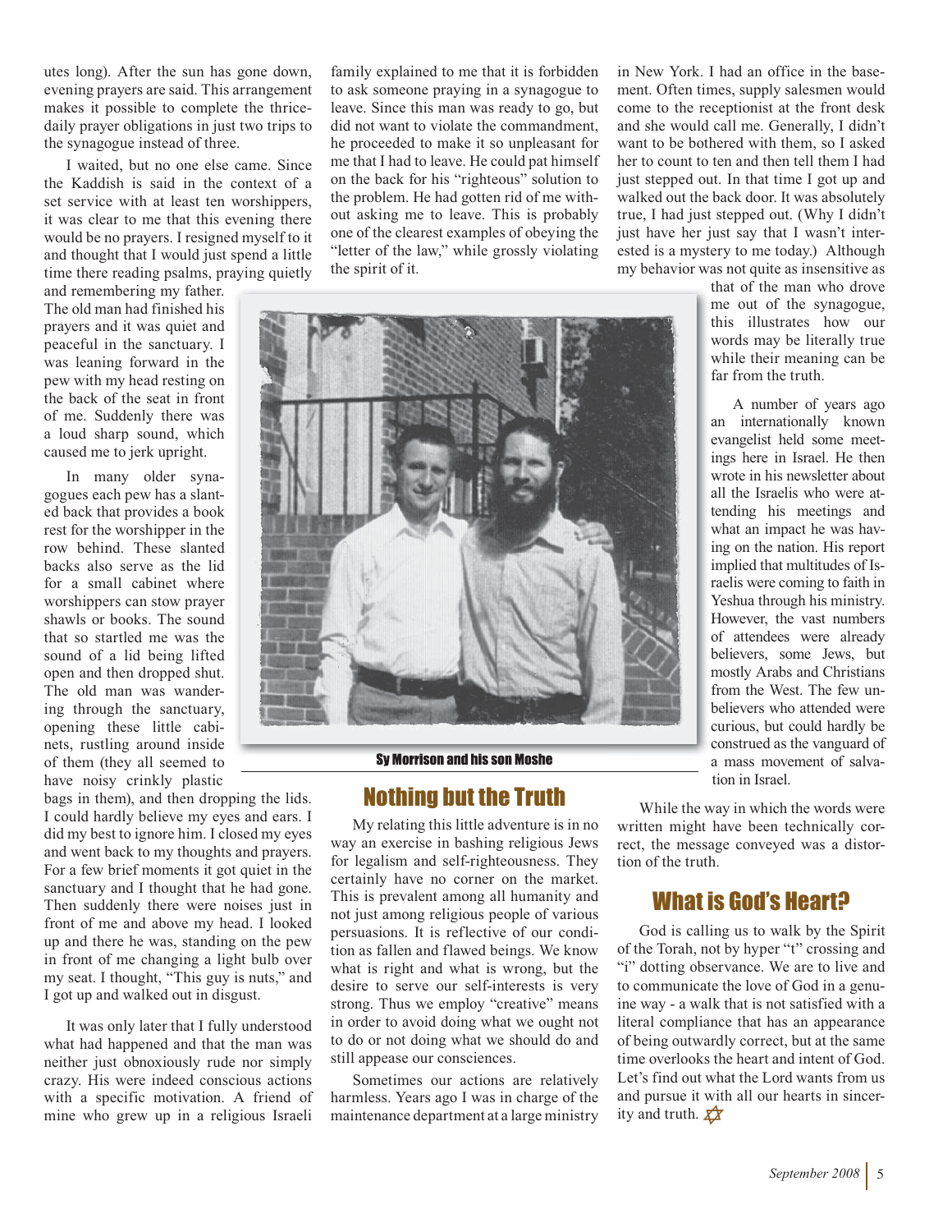utes long). After the sun has gone down, evening prayers are said. This arrangement makes it possible to complete the thrice-daily prayer obligations in just two trips to the synagogue instead of three.

I waited, but no one else came. Since the Kaddish is said in the context of a set service with at least ten worshippers, it was clear to me that this evening there would be no prayers. I resigned myself to it and thought that I would just spend a little time there reading psalms, praying quietly and remembering my father. The old man had finished his prayers and it was quiet and peaceful in the sanctuary. I was leaning forward in the pew with my head resting on the back of the seat in front of me. Suddenly there was a loud sharp sound, which caused me to jerk upright.

In many older synagogues each pew has a slanted back that provides a book rest for the worshipper in the row behind. These slanted backs also serve as the lid for a small cabinet where worshippers can stow prayer shawls or books. The sound that so startled me was the sound of a lid being lifted open and then dropped shut. The old man was wandering through the sanctuary, opening these little cabinets, rustling around inside of them (they all seemed to have noisy crinkly plastic bags in them), and then dropping the lids. I could hardly believe my eyes and ears. I did my best to ignore him. I closed my eyes and went back to my thoughts and prayers. For a few brief moments it got quiet in the sanctuary and I thought that he had gone. Then suddenly there were noises just in front of me and above my head. I looked up and there he was, standing on the pew in front of me changing a light bulb over my seat. I thought, "This guy is nuts," and I got up and walked out in disgust.

It was only later that I fully understood what had happened and that the man was neither just obnoxiously rude nor simply crazy. His were indeed conscious actions with a specific motivation. A friend of mine who grew up in a religious Israeli family explained to me that it is forbidden to ask someone praying in a synagogue to leave. Since this man was ready to go, but did not want to violate the commandment, he proceeded to make it so unpleasant for me that I had to leave. He could pat himself on the back for his "righteous" solution to the problem. He had gotten rid of me without asking me to leave. This is probably one of the clearest examples of obeying the "letter of the law," while grossly violating the spirit of it.

Sy Morrison and his son Moshe

## Nothing but the Truth

My relating this little adventure is in no way an exercise in bashing religious Jews for legalism and self-righteousness. They certainly have no corner on the market. This is prevalent among all humanity and not just among religious people of various persuasions. It is reflective of our condition as fallen and flawed beings. We know what is right and what is wrong, but the desire to serve our self-interests is very strong. Thus we employ "creative" means in order to avoid doing what we ought not to do or not doing what we should do and still appease our consciences.

Sometimes our actions are relatively harmless. Years ago I was in charge of the maintenance department at a large ministry in New York. I had an office in the basement. Often times, supply salesmen would come to the receptionist at the front desk and she would call me. Generally, I didn't want to be bothered with them, so I asked her to count to ten and then tell them I had just stepped out. In that time I got up and walked out the back door. It was absolutely true, I had just stepped out. (Why I didn't just have her just say that I wasn't interested is a mystery to me today.) Although my behavior was not quite as insensitive as that of the man who drove me out of the synagogue, this illustrates how our words may be literally true while their meaning can be far from the truth.

A number of years ago an internationally known evangelist held some meetings here in Israel. He then wrote in his newsletter about all the Israelis who were attending his meetings and what an impact he was having on the nation. His report implied that multitudes of Israelis were coming to faith in Yeshua through his ministry. However, the vast numbers of attendees were already believers, some Jews, but mostly Arabs and Christians from the West. The few unbelievers who attended were curious, but could hardly be construed as the vanguard of a mass movement of salvation in Israel.

While the way in which the words were written might have been technically correct, the message conveyed was a distortion of the truth.

## What is God's Heart?

God is calling us to walk by the Spirit of the Torah, not by hyper "t" crossing and "i" dotting observance. We are to live and to communicate the love of God in a genuine way - a walk that is not satisfied with a literal compliance that has an appearance of being outwardly correct, but at the same time overlooks the heart and intent of God. Let's find out what the Lord wants from us and pursue it with all our hearts in sincerity and truth. ✡